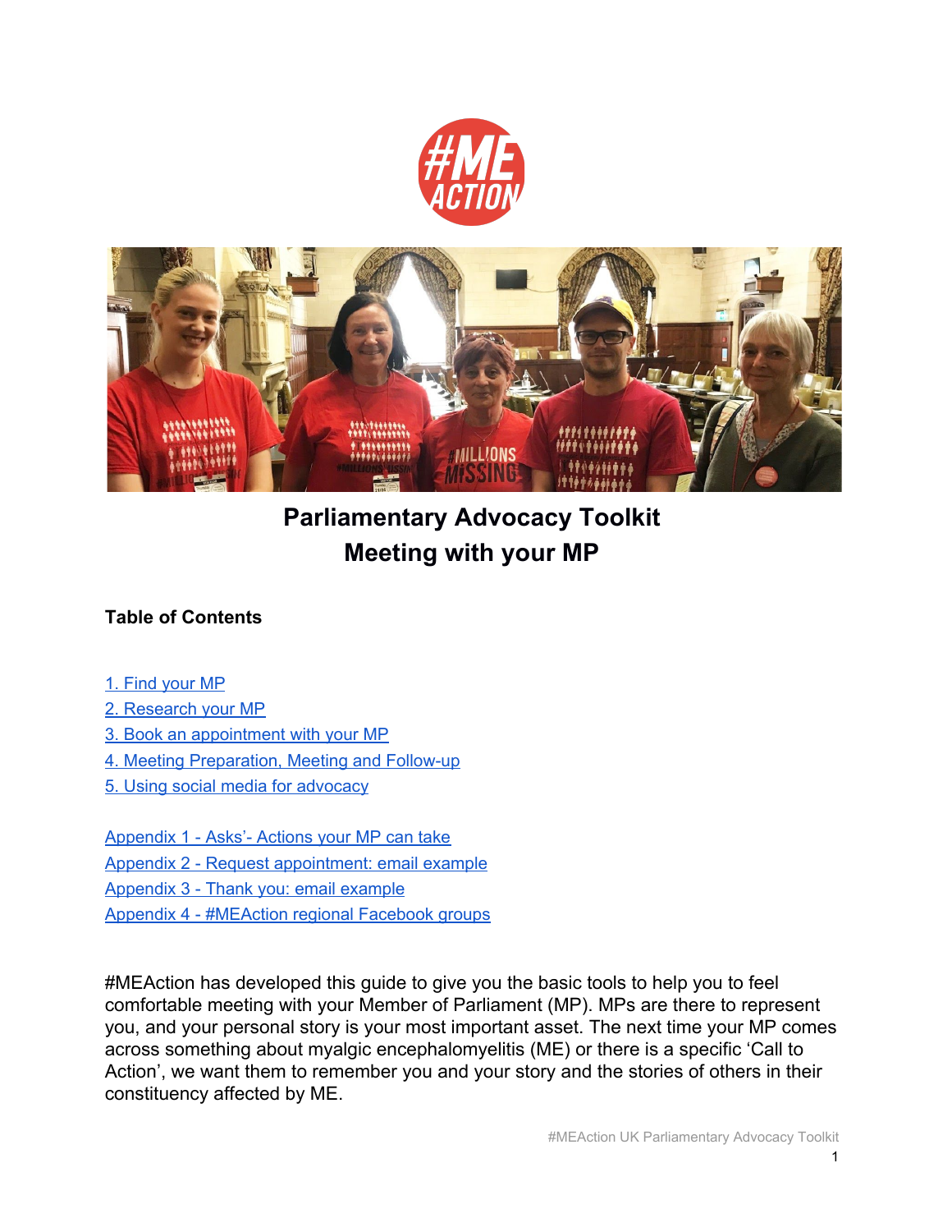# Parliamentary Advocacy Toolkit
# Meeting with your MP

**Table of Contents**

1. Find your MP
2. Research your MP
3. Book an appointment with your MP
4. Meeting Preparation, Meeting and Follow-up
5. Using social media for advocacy

Appendix 1 - Asks'- Actions your MP can take
Appendix 2 - Request appointment: email example
Appendix 3 - Thank you: email example
Appendix 4 - #MEAction regional Facebook groups

#MEAction has developed this guide to give you the basic tools to help you to feel comfortable meeting with your Member of Parliament (MP). MPs are there to represent you, and your personal story is your most important asset. The next time your MP comes across something about myalgic encephalomyelitis (ME) or there is a specific 'Call to Action', we want them to remember you and your story and the stories of others in their constituency affected by ME.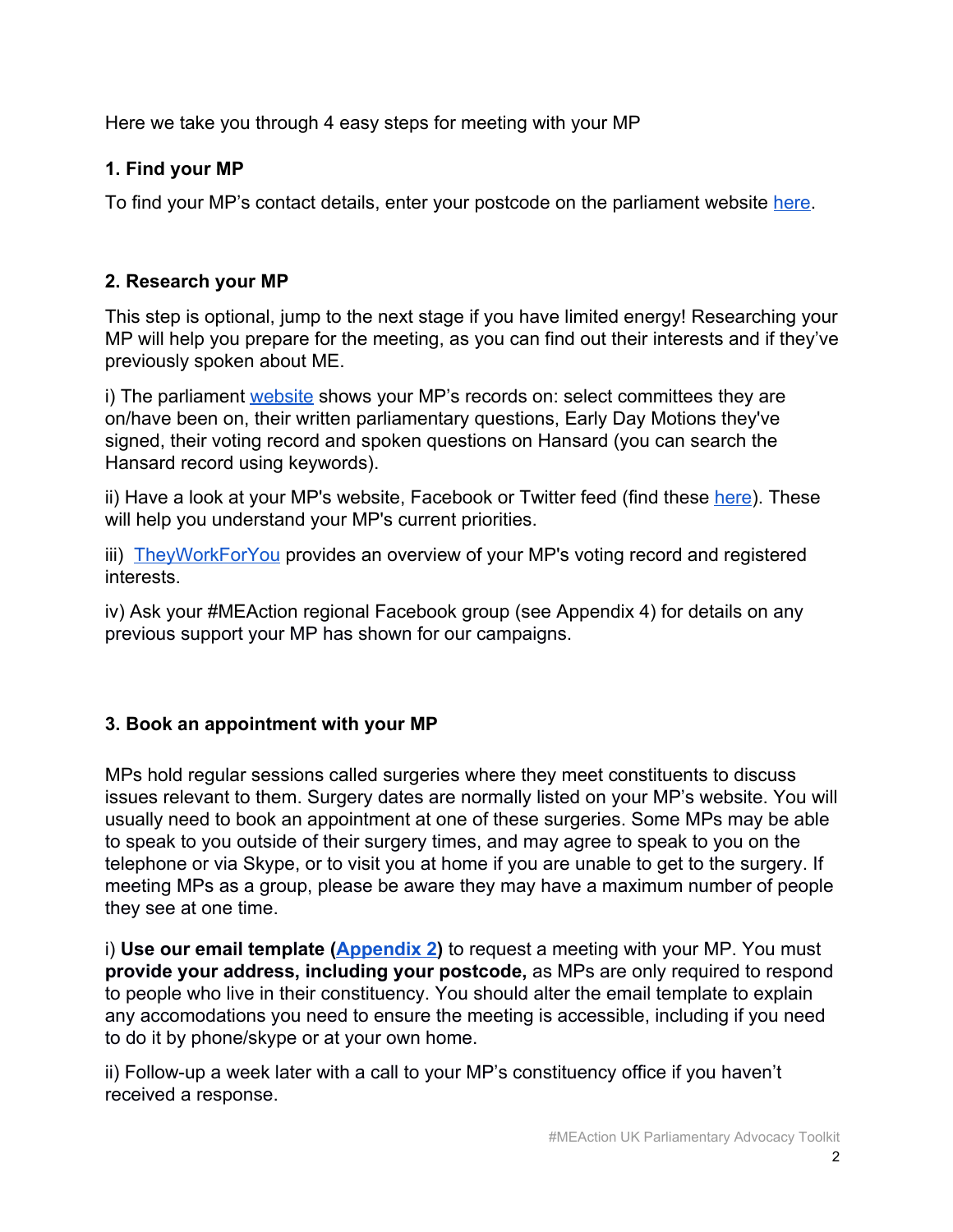Here we take you through 4 easy steps for meeting with your MP

### 1. Find your MP

To find your MP's contact details, enter your postcode on the parliament website here.

### 2. Research your MP

This step is optional, jump to the next stage if you have limited energy! Researching your MP will help you prepare for the meeting, as you can find out their interests and if they've previously spoken about ME.

i) The parliament website shows your MP's records on: select committees they are on/have been on, their written parliamentary questions, Early Day Motions they've signed, their voting record and spoken questions on Hansard (you can search the Hansard record using keywords).

ii) Have a look at your MP's website, Facebook or Twitter feed (find these here). These will help you understand your MP's current priorities.

iii) TheyWorkForYou provides an overview of your MP's voting record and registered interests.

iv) Ask your #MEAction regional Facebook group (see Appendix 4) for details on any previous support your MP has shown for our campaigns.

### 3. Book an appointment with your MP

MPs hold regular sessions called surgeries where they meet constituents to discuss issues relevant to them. Surgery dates are normally listed on your MP's website. You will usually need to book an appointment at one of these surgeries. Some MPs may be able to speak to you outside of their surgery times, and may agree to speak to you on the telephone or via Skype, or to visit you at home if you are unable to get to the surgery. If meeting MPs as a group, please be aware they may have a maximum number of people they see at one time.

i) **Use our email template (Appendix 2)** to request a meeting with your MP. You must **provide your address, including your postcode,** as MPs are only required to respond to people who live in their constituency. You should alter the email template to explain any accomodations you need to ensure the meeting is accessible, including if you need to do it by phone/skype or at your own home.

ii) Follow-up a week later with a call to your MP's constituency office if you haven't received a response.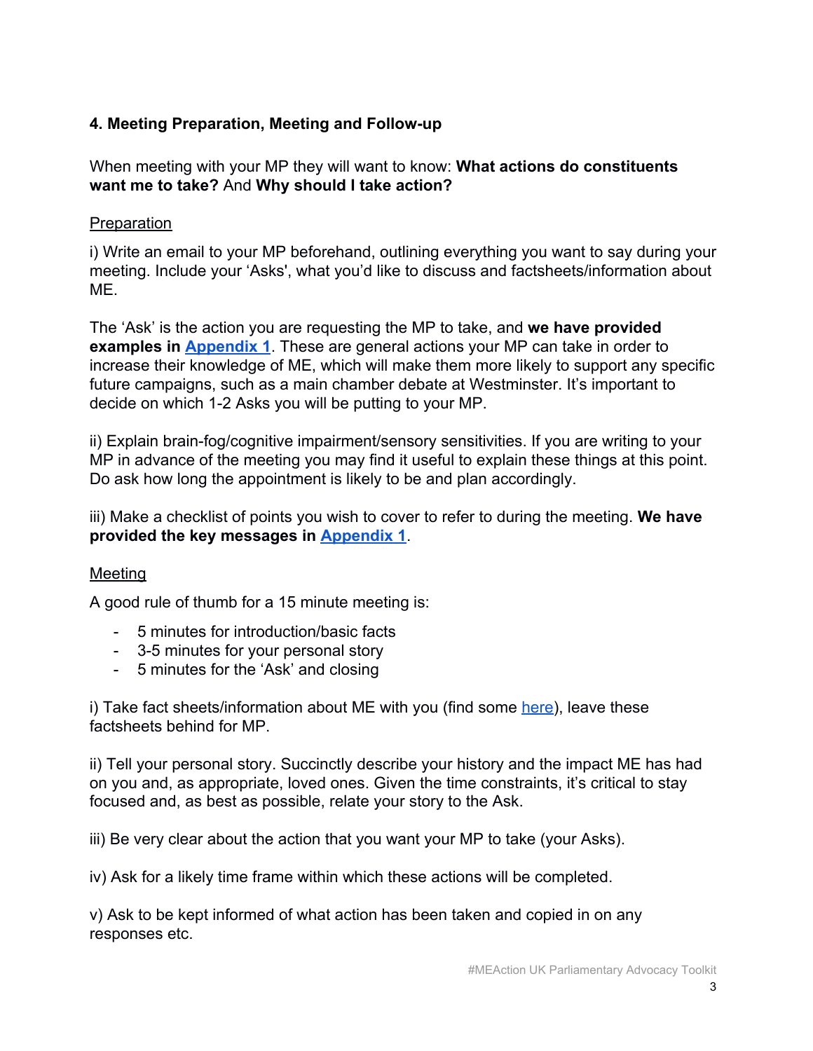### 4. Meeting Preparation, Meeting and Follow-up

When meeting with your MP they will want to know: **What actions do constituents want me to take?** And **Why should I take action?**

Preparation

i) Write an email to your MP beforehand, outlining everything you want to say during your meeting. Include your 'Asks', what you'd like to discuss and factsheets/information about ME.

The 'Ask' is the action you are requesting the MP to take, and **we have provided examples in Appendix 1**. These are general actions your MP can take in order to increase their knowledge of ME, which will make them more likely to support any specific future campaigns, such as a main chamber debate at Westminster. It's important to decide on which 1-2 Asks you will be putting to your MP.

ii) Explain brain-fog/cognitive impairment/sensory sensitivities. If you are writing to your MP in advance of the meeting you may find it useful to explain these things at this point. Do ask how long the appointment is likely to be and plan accordingly.

iii) Make a checklist of points you wish to cover to refer to during the meeting. **We have provided the key messages in Appendix 1**.

Meeting

A good rule of thumb for a 15 minute meeting is:

- 5 minutes for introduction/basic facts
- 3-5 minutes for your personal story
- 5 minutes for the 'Ask' and closing

i) Take fact sheets/information about ME with you (find some here), leave these factsheets behind for MP.

ii) Tell your personal story. Succinctly describe your history and the impact ME has had on you and, as appropriate, loved ones. Given the time constraints, it's critical to stay focused and, as best as possible, relate your story to the Ask.

iii) Be very clear about the action that you want your MP to take (your Asks).

iv) Ask for a likely time frame within which these actions will be completed.

v) Ask to be kept informed of what action has been taken and copied in on any responses etc.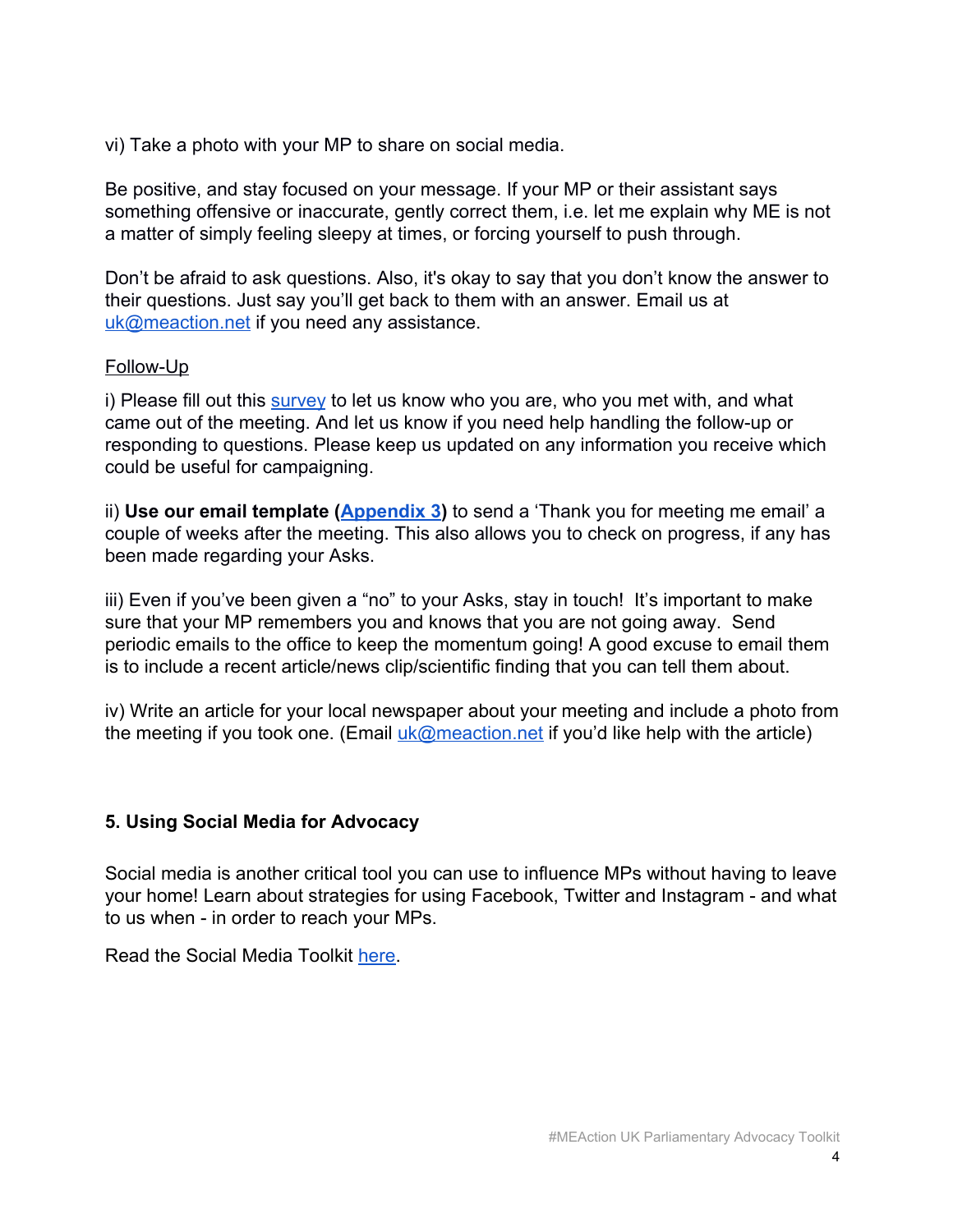vi) Take a photo with your MP to share on social media.

Be positive, and stay focused on your message. If your MP or their assistant says something offensive or inaccurate, gently correct them, i.e. let me explain why ME is not a matter of simply feeling sleepy at times, or forcing yourself to push through.

Don't be afraid to ask questions. Also, it's okay to say that you don't know the answer to their questions. Just say you'll get back to them with an answer. Email us at uk@meaction.net if you need any assistance.

Follow-Up

i) Please fill out this survey to let us know who you are, who you met with, and what came out of the meeting. And let us know if you need help handling the follow-up or responding to questions. Please keep us updated on any information you receive which could be useful for campaigning.

ii) **Use our email template (Appendix 3)** to send a 'Thank you for meeting me email' a couple of weeks after the meeting. This also allows you to check on progress, if any has been made regarding your Asks.

iii) Even if you've been given a "no" to your Asks, stay in touch! It's important to make sure that your MP remembers you and knows that you are not going away. Send periodic emails to the office to keep the momentum going! A good excuse to email them is to include a recent article/news clip/scientific finding that you can tell them about.

iv) Write an article for your local newspaper about your meeting and include a photo from the meeting if you took one. (Email uk@meaction.net if you'd like help with the article)

### 5. Using Social Media for Advocacy

Social media is another critical tool you can use to influence MPs without having to leave your home! Learn about strategies for using Facebook, Twitter and Instagram - and what to us when - in order to reach your MPs.

Read the Social Media Toolkit here.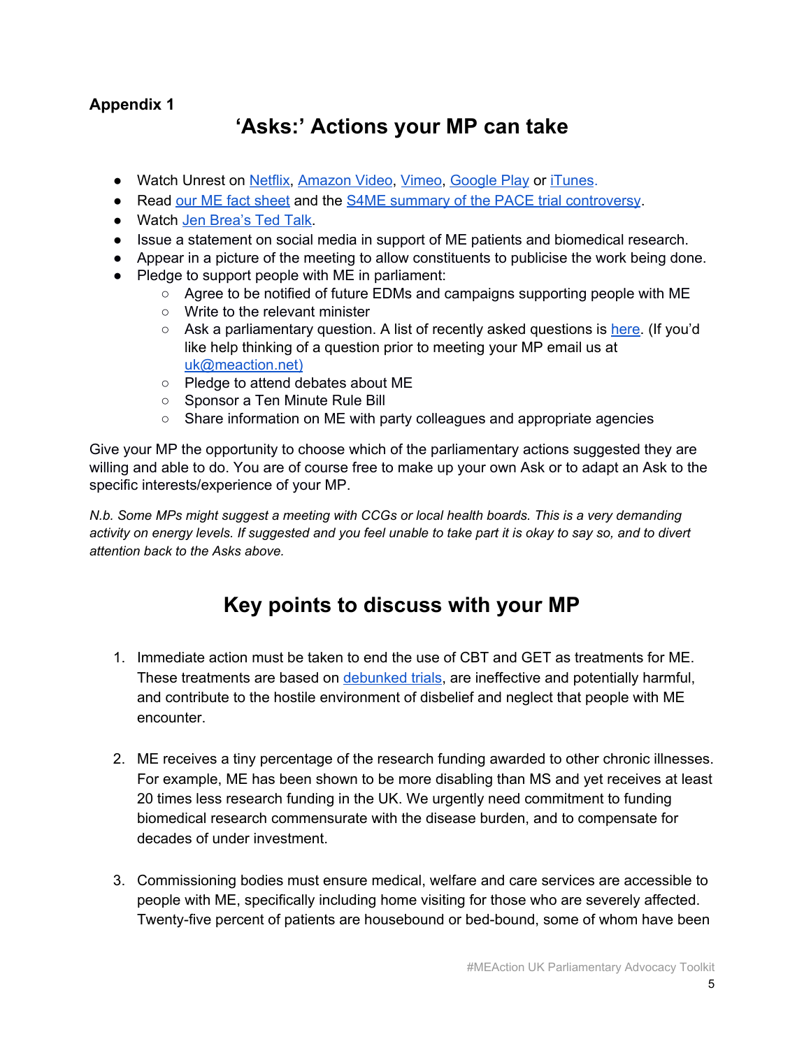**Appendix 1**

# 'Asks:' Actions your MP can take

- Watch Unrest on Netflix, Amazon Video, Vimeo, Google Play or iTunes.
- Read our ME fact sheet and the S4ME summary of the PACE trial controversy.
- Watch Jen Brea's Ted Talk.
- Issue a statement on social media in support of ME patients and biomedical research.
- Appear in a picture of the meeting to allow constituents to publicise the work being done.
- Pledge to support people with ME in parliament:
  - Agree to be notified of future EDMs and campaigns supporting people with ME
  - Write to the relevant minister
  - Ask a parliamentary question. A list of recently asked questions is here. (If you'd like help thinking of a question prior to meeting your MP email us at uk@meaction.net)
  - Pledge to attend debates about ME
  - Sponsor a Ten Minute Rule Bill
  - Share information on ME with party colleagues and appropriate agencies

Give your MP the opportunity to choose which of the parliamentary actions suggested they are willing and able to do. You are of course free to make up your own Ask or to adapt an Ask to the specific interests/experience of your MP.

*N.b. Some MPs might suggest a meeting with CCGs or local health boards. This is a very demanding activity on energy levels. If suggested and you feel unable to take part it is okay to say so, and to divert attention back to the Asks above.*

# Key points to discuss with your MP

1. Immediate action must be taken to end the use of CBT and GET as treatments for ME. These treatments are based on debunked trials, are ineffective and potentially harmful, and contribute to the hostile environment of disbelief and neglect that people with ME encounter.

2. ME receives a tiny percentage of the research funding awarded to other chronic illnesses. For example, ME has been shown to be more disabling than MS and yet receives at least 20 times less research funding in the UK. We urgently need commitment to funding biomedical research commensurate with the disease burden, and to compensate for decades of under investment.

3. Commissioning bodies must ensure medical, welfare and care services are accessible to people with ME, specifically including home visiting for those who are severely affected. Twenty-five percent of patients are housebound or bed-bound, some of whom have been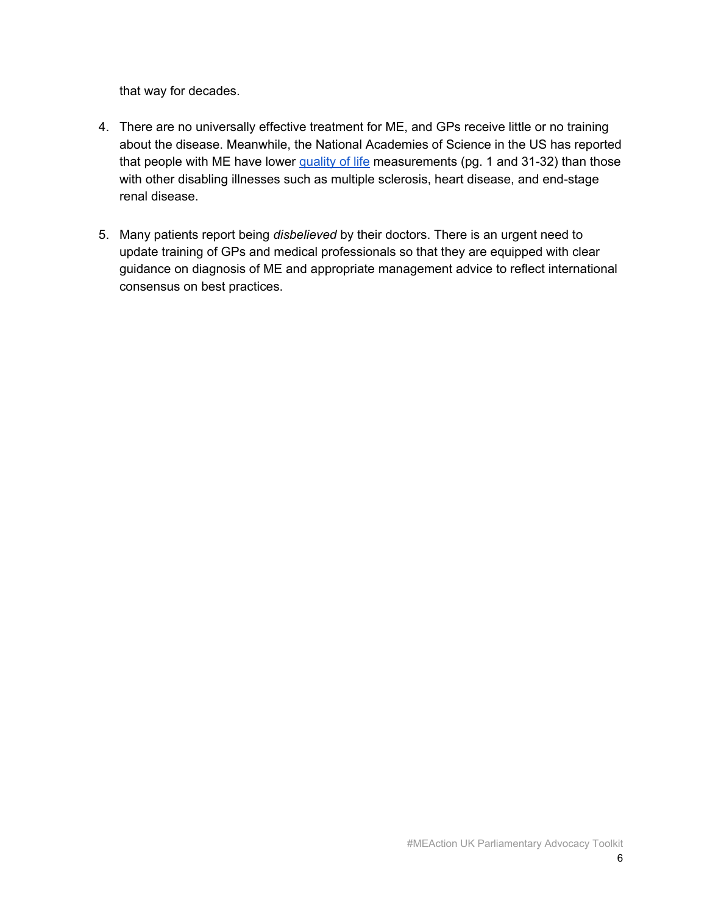that way for decades.

4. There are no universally effective treatment for ME, and GPs receive little or no training about the disease. Meanwhile, the National Academies of Science in the US has reported that people with ME have lower quality of life measurements (pg. 1 and 31-32) than those with other disabling illnesses such as multiple sclerosis, heart disease, and end-stage renal disease.

5. Many patients report being *disbelieved* by their doctors. There is an urgent need to update training of GPs and medical professionals so that they are equipped with clear guidance on diagnosis of ME and appropriate management advice to reflect international consensus on best practices.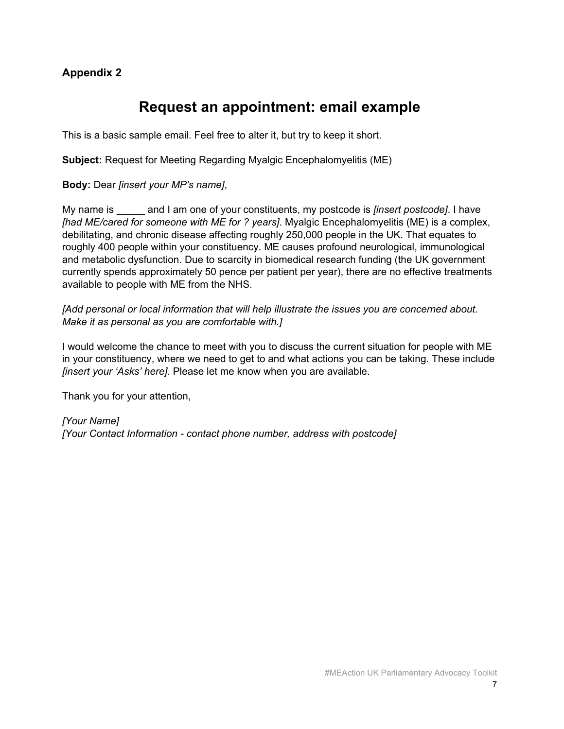**Appendix 2**

# Request an appointment: email example

This is a basic sample email. Feel free to alter it, but try to keep it short.

**Subject:** Request for Meeting Regarding Myalgic Encephalomyelitis (ME)

**Body:** Dear *[insert your MP's name]*,

My name is _____ and I am one of your constituents, my postcode is *[insert postcode]*. I have *[had ME/cared for someone with ME for ? years]*. Myalgic Encephalomyelitis (ME) is a complex, debilitating, and chronic disease affecting roughly 250,000 people in the UK. That equates to roughly 400 people within your constituency. ME causes profound neurological, immunological and metabolic dysfunction. Due to scarcity in biomedical research funding (the UK government currently spends approximately 50 pence per patient per year), there are no effective treatments available to people with ME from the NHS.

*[Add personal or local information that will help illustrate the issues you are concerned about. Make it as personal as you are comfortable with.]*

I would welcome the chance to meet with you to discuss the current situation for people with ME in your constituency, where we need to get to and what actions you can be taking. These include *[insert your 'Asks' here]*. Please let me know when you are available.

Thank you for your attention,

*[Your Name]*
*[Your Contact Information - contact phone number, address with postcode]*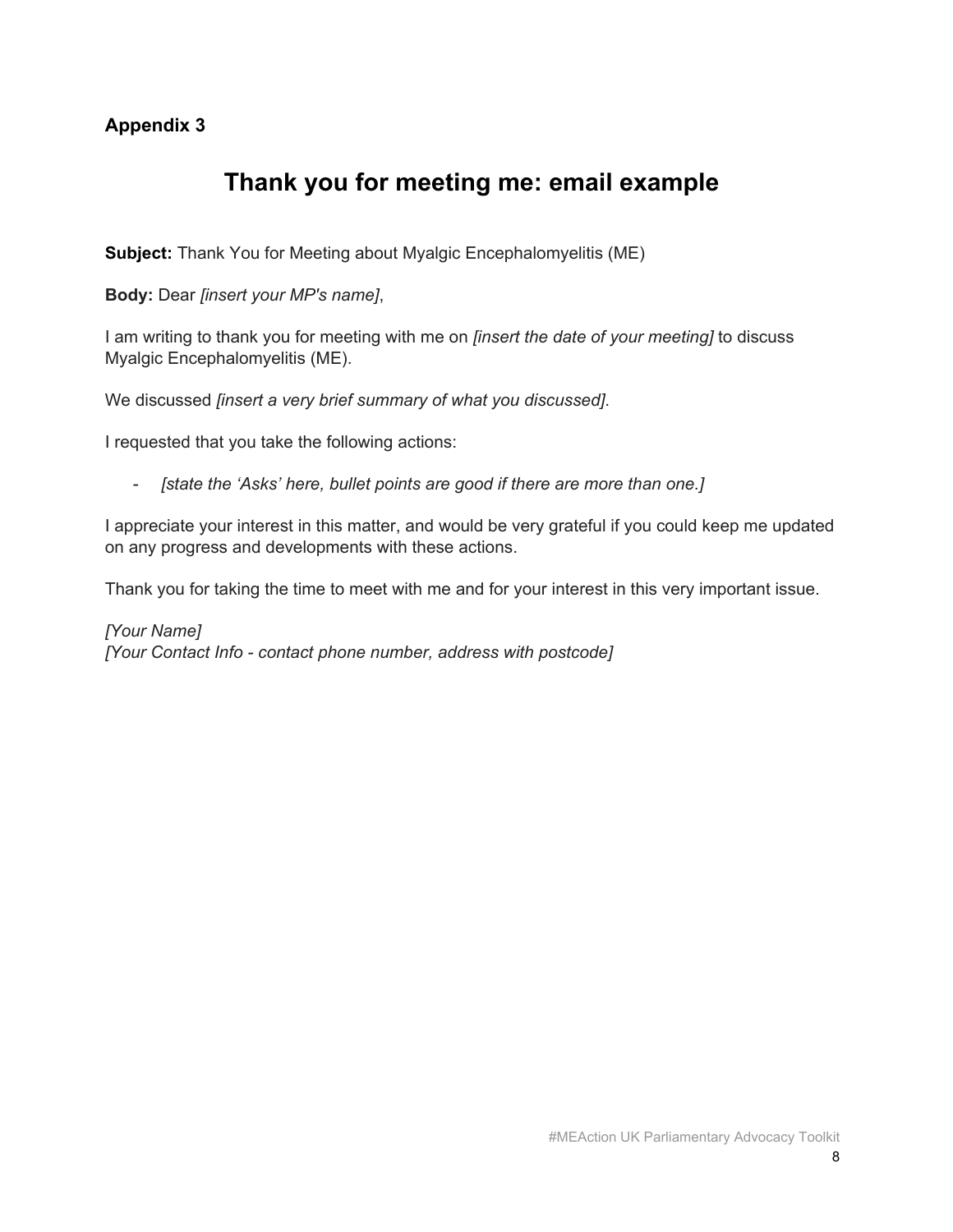**Appendix 3**

# Thank you for meeting me: email example

**Subject:** Thank You for Meeting about Myalgic Encephalomyelitis (ME)

**Body:** Dear *[insert your MP's name]*,

I am writing to thank you for meeting with me on *[insert the date of your meeting]* to discuss Myalgic Encephalomyelitis (ME).

We discussed *[insert a very brief summary of what you discussed]*.

I requested that you take the following actions:

- *[state the 'Asks' here, bullet points are good if there are more than one.]*

I appreciate your interest in this matter, and would be very grateful if you could keep me updated on any progress and developments with these actions.

Thank you for taking the time to meet with me and for your interest in this very important issue.

*[Your Name]*
*[Your Contact Info - contact phone number, address with postcode]*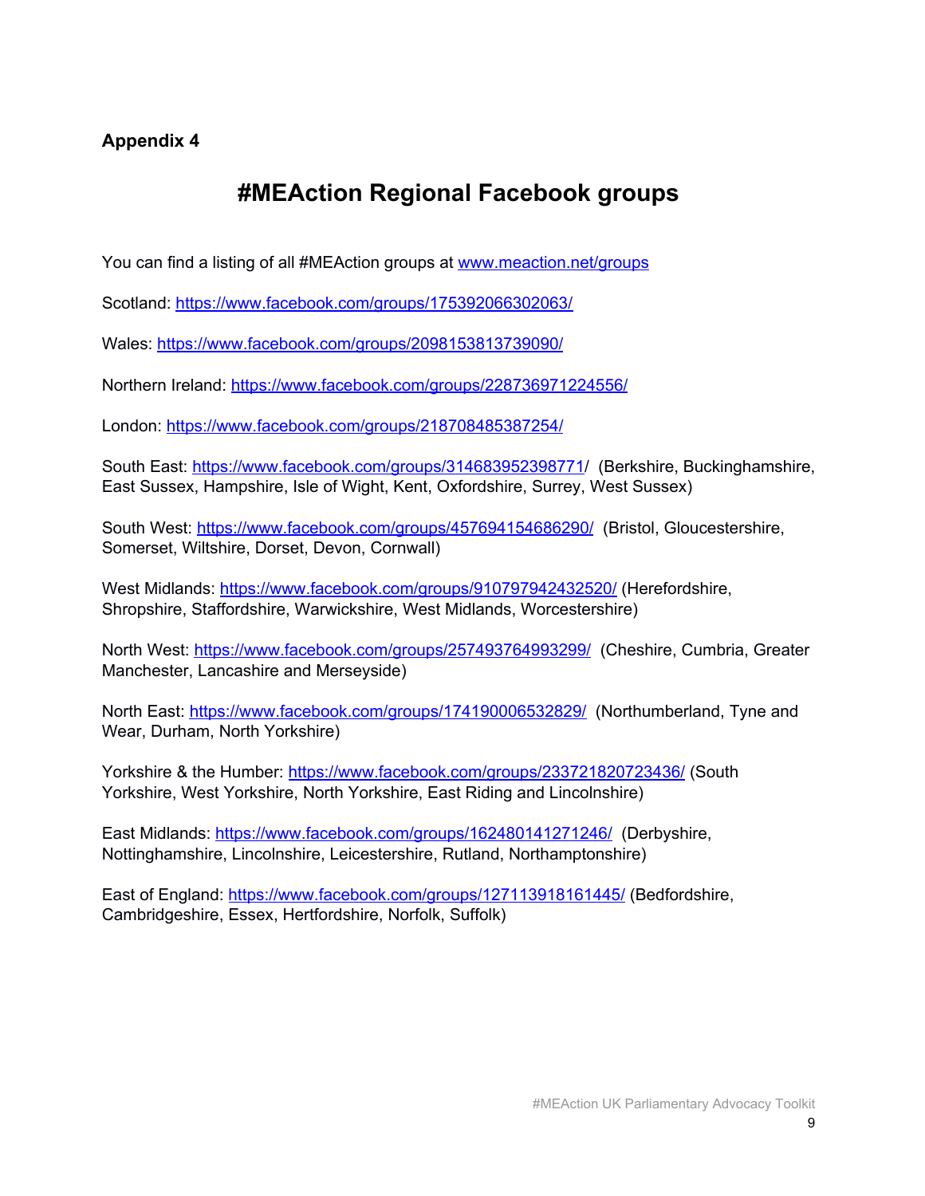**Appendix 4**

# #MEAction Regional Facebook groups

You can find a listing of all #MEAction groups at [www.meaction.net/groups](http://www.meaction.net/groups)

Scotland: [https://www.facebook.com/groups/175392066302063/](https://www.facebook.com/groups/175392066302063/)

Wales: [https://www.facebook.com/groups/2098153813739090/](https://www.facebook.com/groups/2098153813739090/)

Northern Ireland: [https://www.facebook.com/groups/228736971224556/](https://www.facebook.com/groups/228736971224556/)

London: [https://www.facebook.com/groups/218708485387254/](https://www.facebook.com/groups/218708485387254/)

South East: [https://www.facebook.com/groups/314683952398771](https://www.facebook.com/groups/314683952398771/)/ (Berkshire, Buckinghamshire, East Sussex, Hampshire, Isle of Wight, Kent, Oxfordshire, Surrey, West Sussex)

South West: [https://www.facebook.com/groups/457694154686290/](https://www.facebook.com/groups/457694154686290/) (Bristol, Gloucestershire, Somerset, Wiltshire, Dorset, Devon, Cornwall)

West Midlands: [https://www.facebook.com/groups/910797942432520/](https://www.facebook.com/groups/910797942432520/) (Herefordshire, Shropshire, Staffordshire, Warwickshire, West Midlands, Worcestershire)

North West: [https://www.facebook.com/groups/257493764993299/](https://www.facebook.com/groups/257493764993299/) (Cheshire, Cumbria, Greater Manchester, Lancashire and Merseyside)

North East: [https://www.facebook.com/groups/174190006532829/](https://www.facebook.com/groups/174190006532829/) (Northumberland, Tyne and Wear, Durham, North Yorkshire)

Yorkshire & the Humber: [https://www.facebook.com/groups/233721820723436/](https://www.facebook.com/groups/233721820723436/) (South Yorkshire, West Yorkshire, North Yorkshire, East Riding and Lincolnshire)

East Midlands: [https://www.facebook.com/groups/162480141271246/](https://www.facebook.com/groups/162480141271246/) (Derbyshire, Nottinghamshire, Lincolnshire, Leicestershire, Rutland, Northamptonshire)

East of England: [https://www.facebook.com/groups/127113918161445/](https://www.facebook.com/groups/127113918161445/) (Bedfordshire, Cambridgeshire, Essex, Hertfordshire, Norfolk, Suffolk)